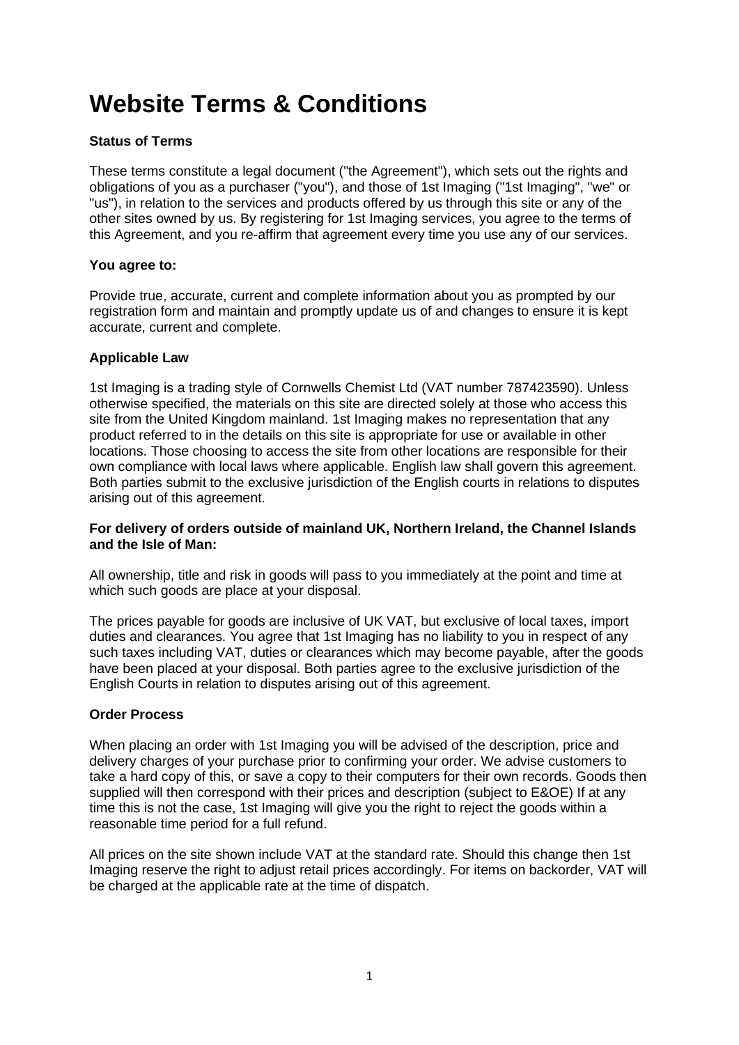# Website Terms & Conditions

**Status of Terms**

These terms constitute a legal document ("the Agreement"), which sets out the rights and obligations of you as a purchaser ("you"), and those of 1st Imaging ("1st Imaging", "we" or "us"), in relation to the services and products offered by us through this site or any of the other sites owned by us. By registering for 1st Imaging services, you agree to the terms of this Agreement, and you re-affirm that agreement every time you use any of our services.

**You agree to:**

Provide true, accurate, current and complete information about you as prompted by our registration form and maintain and promptly update us of and changes to ensure it is kept accurate, current and complete.

**Applicable Law**

1st Imaging is a trading style of Cornwells Chemist Ltd (VAT number 787423590). Unless otherwise specified, the materials on this site are directed solely at those who access this site from the United Kingdom mainland. 1st Imaging makes no representation that any product referred to in the details on this site is appropriate for use or available in other locations. Those choosing to access the site from other locations are responsible for their own compliance with local laws where applicable. English law shall govern this agreement. Both parties submit to the exclusive jurisdiction of the English courts in relations to disputes arising out of this agreement.

**For delivery of orders outside of mainland UK, Northern Ireland, the Channel Islands and the Isle of Man:**

All ownership, title and risk in goods will pass to you immediately at the point and time at which such goods are place at your disposal.

The prices payable for goods are inclusive of UK VAT, but exclusive of local taxes, import duties and clearances. You agree that 1st Imaging has no liability to you in respect of any such taxes including VAT, duties or clearances which may become payable, after the goods have been placed at your disposal. Both parties agree to the exclusive jurisdiction of the English Courts in relation to disputes arising out of this agreement.

**Order Process**

When placing an order with 1st Imaging you will be advised of the description, price and delivery charges of your purchase prior to confirming your order. We advise customers to take a hard copy of this, or save a copy to their computers for their own records. Goods then supplied will then correspond with their prices and description (subject to E&OE) If at any time this is not the case, 1st Imaging will give you the right to reject the goods within a reasonable time period for a full refund.

All prices on the site shown include VAT at the standard rate. Should this change then 1st Imaging reserve the right to adjust retail prices accordingly. For items on backorder, VAT will be charged at the applicable rate at the time of dispatch.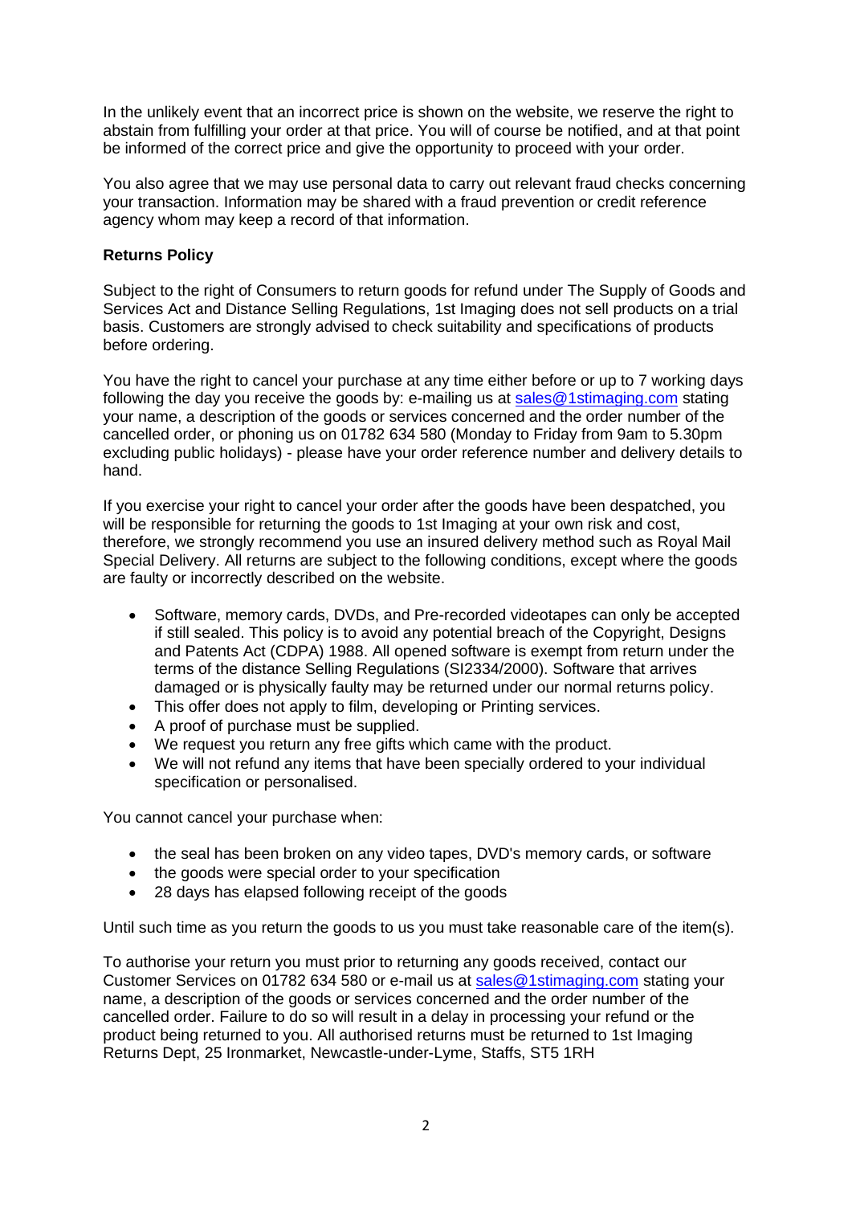In the unlikely event that an incorrect price is shown on the website, we reserve the right to abstain from fulfilling your order at that price. You will of course be notified, and at that point be informed of the correct price and give the opportunity to proceed with your order.

You also agree that we may use personal data to carry out relevant fraud checks concerning your transaction. Information may be shared with a fraud prevention or credit reference agency whom may keep a record of that information.

**Returns Policy**

Subject to the right of Consumers to return goods for refund under The Supply of Goods and Services Act and Distance Selling Regulations, 1st Imaging does not sell products on a trial basis. Customers are strongly advised to check suitability and specifications of products before ordering.

You have the right to cancel your purchase at any time either before or up to 7 working days following the day you receive the goods by: e-mailing us at sales@1stimaging.com stating your name, a description of the goods or services concerned and the order number of the cancelled order, or phoning us on 01782 634 580 (Monday to Friday from 9am to 5.30pm excluding public holidays) - please have your order reference number and delivery details to hand.

If you exercise your right to cancel your order after the goods have been despatched, you will be responsible for returning the goods to 1st Imaging at your own risk and cost, therefore, we strongly recommend you use an insured delivery method such as Royal Mail Special Delivery. All returns are subject to the following conditions, except where the goods are faulty or incorrectly described on the website.

- Software, memory cards, DVDs, and Pre-recorded videotapes can only be accepted if still sealed. This policy is to avoid any potential breach of the Copyright, Designs and Patents Act (CDPA) 1988. All opened software is exempt from return under the terms of the distance Selling Regulations (SI2334/2000). Software that arrives damaged or is physically faulty may be returned under our normal returns policy.
- This offer does not apply to film, developing or Printing services.
- A proof of purchase must be supplied.
- We request you return any free gifts which came with the product.
- We will not refund any items that have been specially ordered to your individual specification or personalised.

You cannot cancel your purchase when:

- the seal has been broken on any video tapes, DVD's memory cards, or software
- the goods were special order to your specification
- 28 days has elapsed following receipt of the goods

Until such time as you return the goods to us you must take reasonable care of the item(s).

To authorise your return you must prior to returning any goods received, contact our Customer Services on 01782 634 580 or e-mail us at sales@1stimaging.com stating your name, a description of the goods or services concerned and the order number of the cancelled order. Failure to do so will result in a delay in processing your refund or the product being returned to you. All authorised returns must be returned to 1st Imaging Returns Dept, 25 Ironmarket, Newcastle-under-Lyme, Staffs, ST5 1RH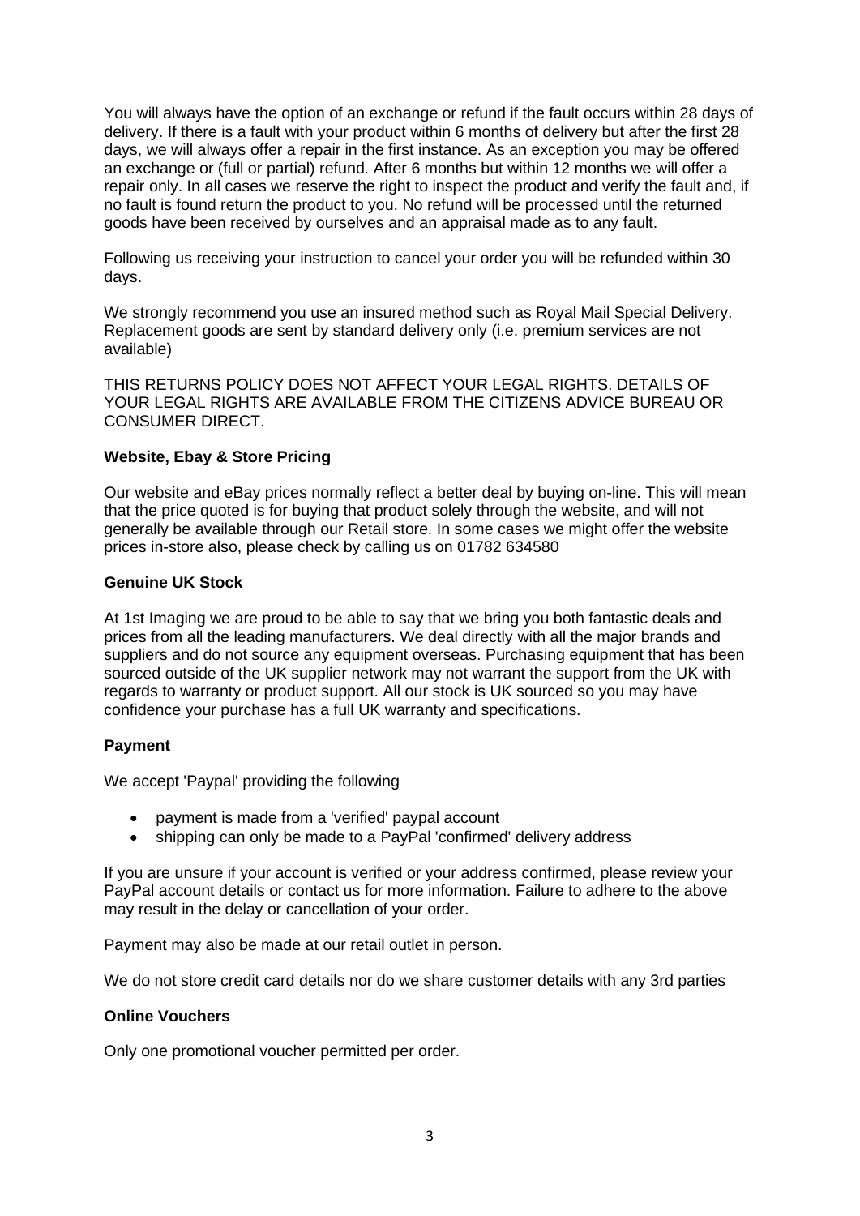You will always have the option of an exchange or refund if the fault occurs within 28 days of delivery. If there is a fault with your product within 6 months of delivery but after the first 28 days, we will always offer a repair in the first instance. As an exception you may be offered an exchange or (full or partial) refund. After 6 months but within 12 months we will offer a repair only. In all cases we reserve the right to inspect the product and verify the fault and, if no fault is found return the product to you. No refund will be processed until the returned goods have been received by ourselves and an appraisal made as to any fault.

Following us receiving your instruction to cancel your order you will be refunded within 30 days.

We strongly recommend you use an insured method such as Royal Mail Special Delivery. Replacement goods are sent by standard delivery only (i.e. premium services are not available)

THIS RETURNS POLICY DOES NOT AFFECT YOUR LEGAL RIGHTS. DETAILS OF YOUR LEGAL RIGHTS ARE AVAILABLE FROM THE CITIZENS ADVICE BUREAU OR CONSUMER DIRECT.

**Website, Ebay & Store Pricing**

Our website and eBay prices normally reflect a better deal by buying on-line. This will mean that the price quoted is for buying that product solely through the website, and will not generally be available through our Retail store. In some cases we might offer the website prices in-store also, please check by calling us on 01782 634580

**Genuine UK Stock**

At 1st Imaging we are proud to be able to say that we bring you both fantastic deals and prices from all the leading manufacturers. We deal directly with all the major brands and suppliers and do not source any equipment overseas. Purchasing equipment that has been sourced outside of the UK supplier network may not warrant the support from the UK with regards to warranty or product support. All our stock is UK sourced so you may have confidence your purchase has a full UK warranty and specifications.

**Payment**

We accept 'Paypal' providing the following

- payment is made from a 'verified' paypal account
- shipping can only be made to a PayPal 'confirmed' delivery address

If you are unsure if your account is verified or your address confirmed, please review your PayPal account details or contact us for more information. Failure to adhere to the above may result in the delay or cancellation of your order.

Payment may also be made at our retail outlet in person.

We do not store credit card details nor do we share customer details with any 3rd parties

**Online Vouchers**

Only one promotional voucher permitted per order.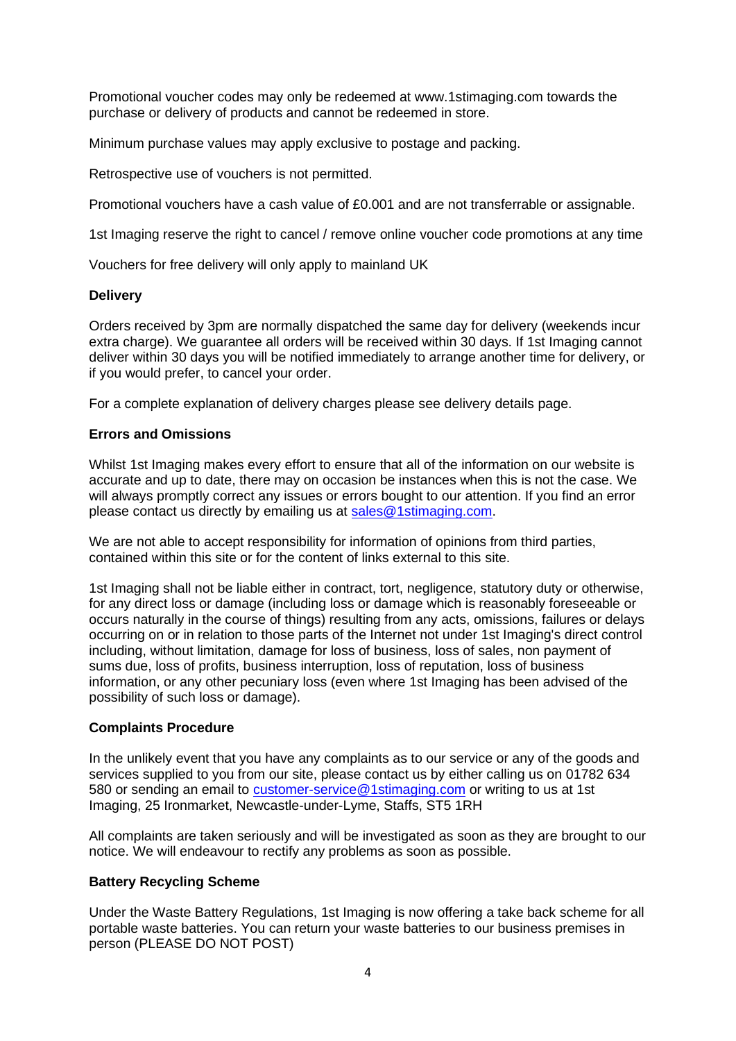Promotional voucher codes may only be redeemed at www.1stimaging.com towards the purchase or delivery of products and cannot be redeemed in store.

Minimum purchase values may apply exclusive to postage and packing.

Retrospective use of vouchers is not permitted.

Promotional vouchers have a cash value of £0.001 and are not transferrable or assignable.

1st Imaging reserve the right to cancel / remove online voucher code promotions at any time

Vouchers for free delivery will only apply to mainland UK

**Delivery**

Orders received by 3pm are normally dispatched the same day for delivery (weekends incur extra charge). We guarantee all orders will be received within 30 days. If 1st Imaging cannot deliver within 30 days you will be notified immediately to arrange another time for delivery, or if you would prefer, to cancel your order.

For a complete explanation of delivery charges please see delivery details page.

**Errors and Omissions**

Whilst 1st Imaging makes every effort to ensure that all of the information on our website is accurate and up to date, there may on occasion be instances when this is not the case. We will always promptly correct any issues or errors bought to our attention. If you find an error please contact us directly by emailing us at sales@1stimaging.com.

We are not able to accept responsibility for information of opinions from third parties, contained within this site or for the content of links external to this site.

1st Imaging shall not be liable either in contract, tort, negligence, statutory duty or otherwise, for any direct loss or damage (including loss or damage which is reasonably foreseeable or occurs naturally in the course of things) resulting from any acts, omissions, failures or delays occurring on or in relation to those parts of the Internet not under 1st Imaging's direct control including, without limitation, damage for loss of business, loss of sales, non payment of sums due, loss of profits, business interruption, loss of reputation, loss of business information, or any other pecuniary loss (even where 1st Imaging has been advised of the possibility of such loss or damage).

**Complaints Procedure**

In the unlikely event that you have any complaints as to our service or any of the goods and services supplied to you from our site, please contact us by either calling us on 01782 634 580 or sending an email to customer-service@1stimaging.com or writing to us at 1st Imaging, 25 Ironmarket, Newcastle-under-Lyme, Staffs, ST5 1RH

All complaints are taken seriously and will be investigated as soon as they are brought to our notice. We will endeavour to rectify any problems as soon as possible.

**Battery Recycling Scheme**

Under the Waste Battery Regulations, 1st Imaging is now offering a take back scheme for all portable waste batteries. You can return your waste batteries to our business premises in person (PLEASE DO NOT POST)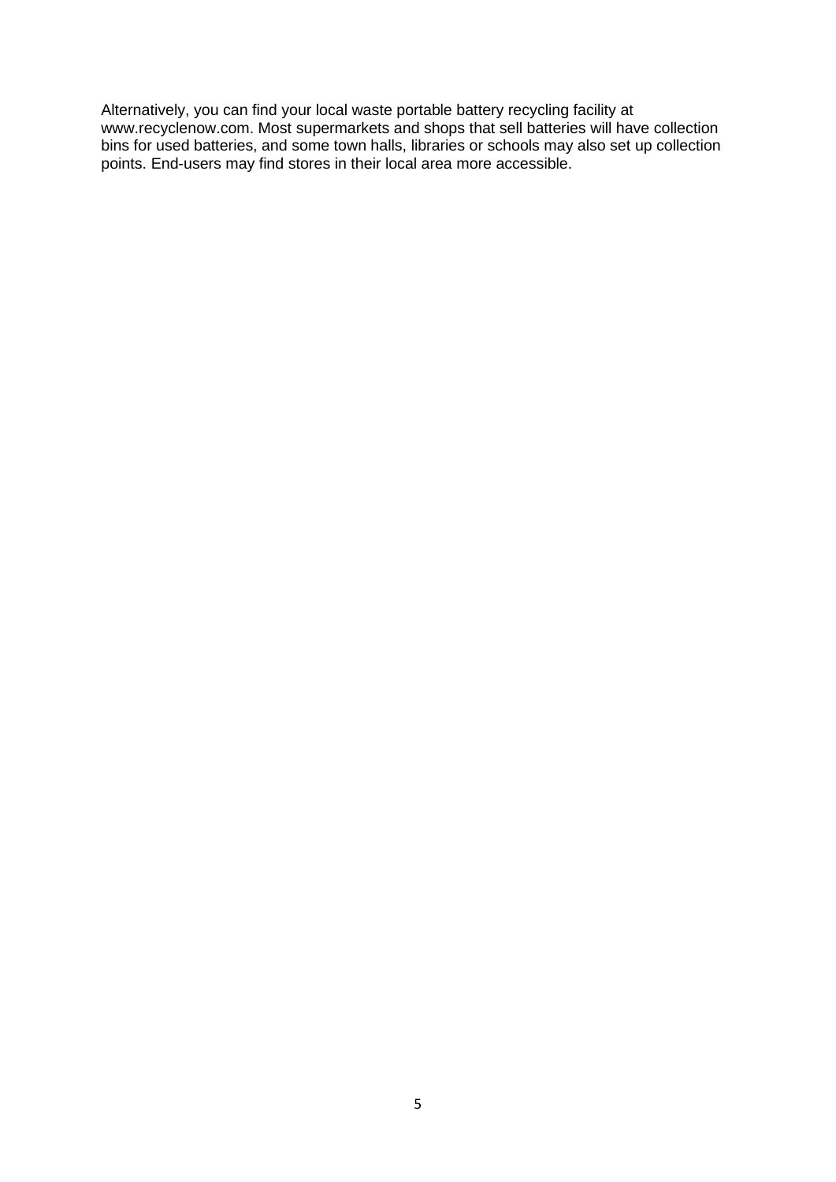Alternatively, you can find your local waste portable battery recycling facility at www.recyclenow.com. Most supermarkets and shops that sell batteries will have collection bins for used batteries, and some town halls, libraries or schools may also set up collection points. End-users may find stores in their local area more accessible.